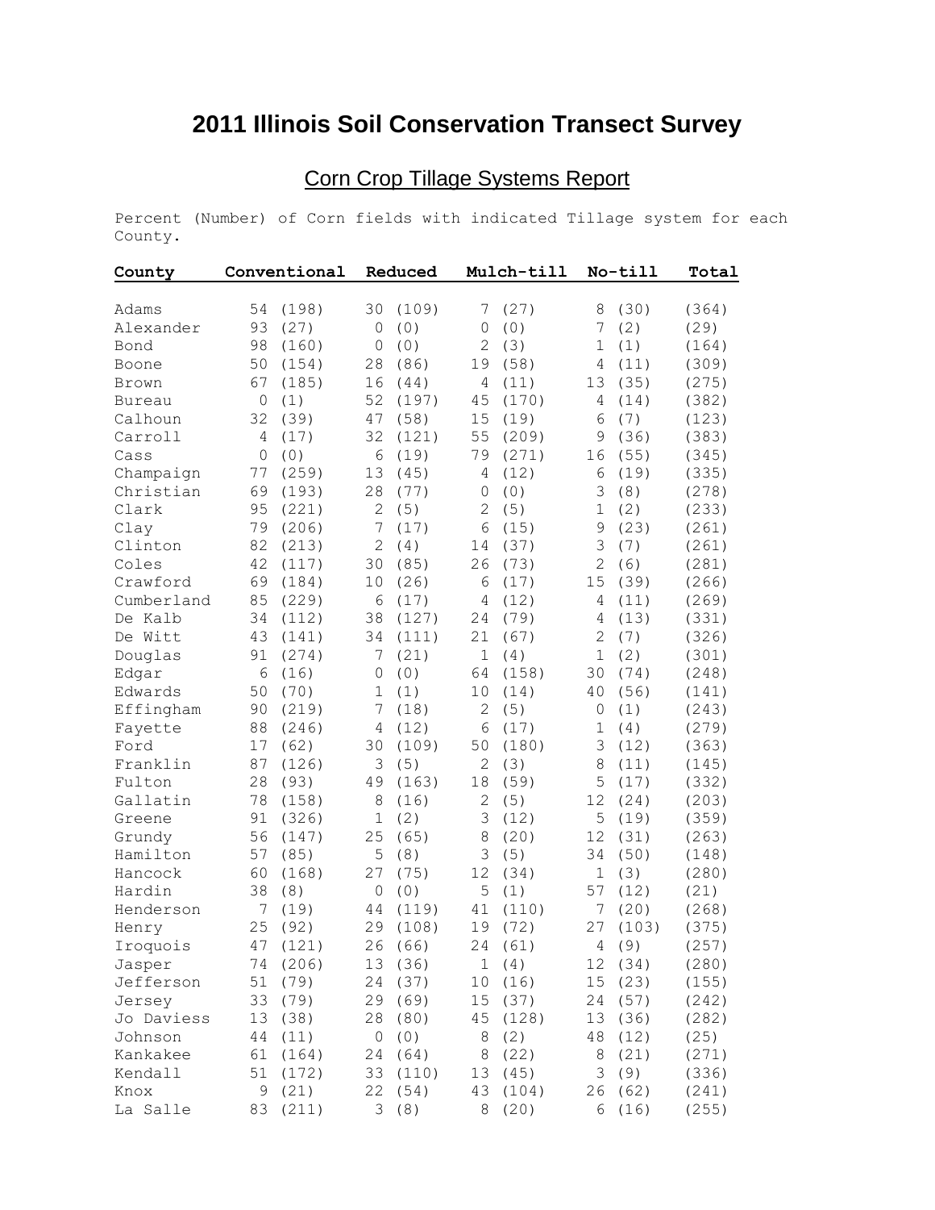# 2011 Illinois Soil Conservation Transect Survey

## Corn Crop Tillage Systems Report

Percent (Number) of Corn fields with indicated Tillage system for each County.

| County | Conventional | Reduced | Mulch-till | No-till | Total |
|---|---|---|---|---|---|
| Adams | 54 (198) | 30 (109) | 7 (27) | 8 (30) | (364) |
| Alexander | 93 (27) | 0 (0) | 0 (0) | 7 (2) | (29) |
| Bond | 98 (160) | 0 (0) | 2 (3) | 1 (1) | (164) |
| Boone | 50 (154) | 28 (86) | 19 (58) | 4 (11) | (309) |
| Brown | 67 (185) | 16 (44) | 4 (11) | 13 (35) | (275) |
| Bureau | 0 (1) | 52 (197) | 45 (170) | 4 (14) | (382) |
| Calhoun | 32 (39) | 47 (58) | 15 (19) | 6 (7) | (123) |
| Carroll | 4 (17) | 32 (121) | 55 (209) | 9 (36) | (383) |
| Cass | 0 (0) | 6 (19) | 79 (271) | 16 (55) | (345) |
| Champaign | 77 (259) | 13 (45) | 4 (12) | 6 (19) | (335) |
| Christian | 69 (193) | 28 (77) | 0 (0) | 3 (8) | (278) |
| Clark | 95 (221) | 2 (5) | 2 (5) | 1 (2) | (233) |
| Clay | 79 (206) | 7 (17) | 6 (15) | 9 (23) | (261) |
| Clinton | 82 (213) | 2 (4) | 14 (37) | 3 (7) | (261) |
| Coles | 42 (117) | 30 (85) | 26 (73) | 2 (6) | (281) |
| Crawford | 69 (184) | 10 (26) | 6 (17) | 15 (39) | (266) |
| Cumberland | 85 (229) | 6 (17) | 4 (12) | 4 (11) | (269) |
| De Kalb | 34 (112) | 38 (127) | 24 (79) | 4 (13) | (331) |
| De Witt | 43 (141) | 34 (111) | 21 (67) | 2 (7) | (326) |
| Douglas | 91 (274) | 7 (21) | 1 (4) | 1 (2) | (301) |
| Edgar | 6 (16) | 0 (0) | 64 (158) | 30 (74) | (248) |
| Edwards | 50 (70) | 1 (1) | 10 (14) | 40 (56) | (141) |
| Effingham | 90 (219) | 7 (18) | 2 (5) | 0 (1) | (243) |
| Fayette | 88 (246) | 4 (12) | 6 (17) | 1 (4) | (279) |
| Ford | 17 (62) | 30 (109) | 50 (180) | 3 (12) | (363) |
| Franklin | 87 (126) | 3 (5) | 2 (3) | 8 (11) | (145) |
| Fulton | 28 (93) | 49 (163) | 18 (59) | 5 (17) | (332) |
| Gallatin | 78 (158) | 8 (16) | 2 (5) | 12 (24) | (203) |
| Greene | 91 (326) | 1 (2) | 3 (12) | 5 (19) | (359) |
| Grundy | 56 (147) | 25 (65) | 8 (20) | 12 (31) | (263) |
| Hamilton | 57 (85) | 5 (8) | 3 (5) | 34 (50) | (148) |
| Hancock | 60 (168) | 27 (75) | 12 (34) | 1 (3) | (280) |
| Hardin | 38 (8) | 0 (0) | 5 (1) | 57 (12) | (21) |
| Henderson | 7 (19) | 44 (119) | 41 (110) | 7 (20) | (268) |
| Henry | 25 (92) | 29 (108) | 19 (72) | 27 (103) | (375) |
| Iroquois | 47 (121) | 26 (66) | 24 (61) | 4 (9) | (257) |
| Jasper | 74 (206) | 13 (36) | 1 (4) | 12 (34) | (280) |
| Jefferson | 51 (79) | 24 (37) | 10 (16) | 15 (23) | (155) |
| Jersey | 33 (79) | 29 (69) | 15 (37) | 24 (57) | (242) |
| Jo Daviess | 13 (38) | 28 (80) | 45 (128) | 13 (36) | (282) |
| Johnson | 44 (11) | 0 (0) | 8 (2) | 48 (12) | (25) |
| Kankakee | 61 (164) | 24 (64) | 8 (22) | 8 (21) | (271) |
| Kendall | 51 (172) | 33 (110) | 13 (45) | 3 (9) | (336) |
| Knox | 9 (21) | 22 (54) | 43 (104) | 26 (62) | (241) |
| La Salle | 83 (211) | 3 (8) | 8 (20) | 6 (16) | (255) |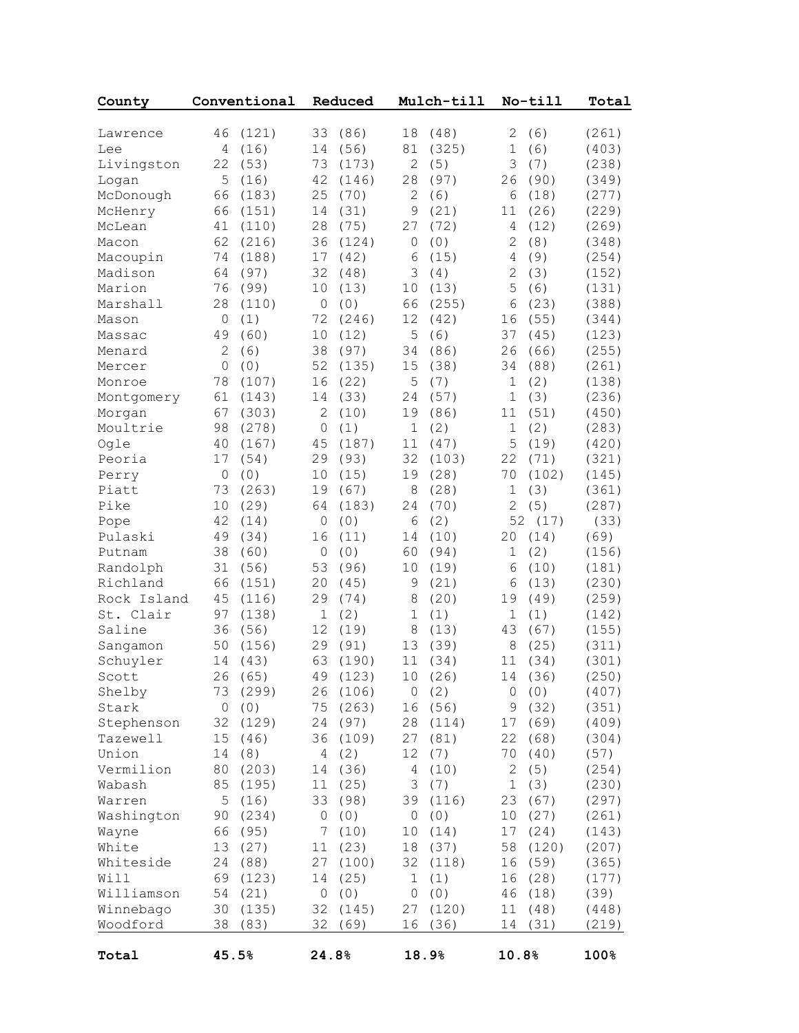| County | Conventional | Reduced | Mulch-till | No-till | Total |
|---|---|---|---|---|---|
| Lawrence | 46 (121) | 33 (86) | 18 (48) | 2 (6) | (261) |
| Lee | 4 (16) | 14 (56) | 81 (325) | 1 (6) | (403) |
| Livingston | 22 (53) | 73 (173) | 2 (5) | 3 (7) | (238) |
| Logan | 5 (16) | 42 (146) | 28 (97) | 26 (90) | (349) |
| McDonough | 66 (183) | 25 (70) | 2 (6) | 6 (18) | (277) |
| McHenry | 66 (151) | 14 (31) | 9 (21) | 11 (26) | (229) |
| McLean | 41 (110) | 28 (75) | 27 (72) | 4 (12) | (269) |
| Macon | 62 (216) | 36 (124) | 0 (0) | 2 (8) | (348) |
| Macoupin | 74 (188) | 17 (42) | 6 (15) | 4 (9) | (254) |
| Madison | 64 (97) | 32 (48) | 3 (4) | 2 (3) | (152) |
| Marion | 76 (99) | 10 (13) | 10 (13) | 5 (6) | (131) |
| Marshall | 28 (110) | 0 (0) | 66 (255) | 6 (23) | (388) |
| Mason | 0 (1) | 72 (246) | 12 (42) | 16 (55) | (344) |
| Massac | 49 (60) | 10 (12) | 5 (6) | 37 (45) | (123) |
| Menard | 2 (6) | 38 (97) | 34 (86) | 26 (66) | (255) |
| Mercer | 0 (0) | 52 (135) | 15 (38) | 34 (88) | (261) |
| Monroe | 78 (107) | 16 (22) | 5 (7) | 1 (2) | (138) |
| Montgomery | 61 (143) | 14 (33) | 24 (57) | 1 (3) | (236) |
| Morgan | 67 (303) | 2 (10) | 19 (86) | 11 (51) | (450) |
| Moultrie | 98 (278) | 0 (1) | 1 (2) | 1 (2) | (283) |
| Ogle | 40 (167) | 45 (187) | 11 (47) | 5 (19) | (420) |
| Peoria | 17 (54) | 29 (93) | 32 (103) | 22 (71) | (321) |
| Perry | 0 (0) | 10 (15) | 19 (28) | 70 (102) | (145) |
| Piatt | 73 (263) | 19 (67) | 8 (28) | 1 (3) | (361) |
| Pike | 10 (29) | 64 (183) | 24 (70) | 2 (5) | (287) |
| Pope | 42 (14) | 0 (0) | 6 (2) | 52 (17) | (33) |
| Pulaski | 49 (34) | 16 (11) | 14 (10) | 20 (14) | (69) |
| Putnam | 38 (60) | 0 (0) | 60 (94) | 1 (2) | (156) |
| Randolph | 31 (56) | 53 (96) | 10 (19) | 6 (10) | (181) |
| Richland | 66 (151) | 20 (45) | 9 (21) | 6 (13) | (230) |
| Rock Island | 45 (116) | 29 (74) | 8 (20) | 19 (49) | (259) |
| St. Clair | 97 (138) | 1 (2) | 1 (1) | 1 (1) | (142) |
| Saline | 36 (56) | 12 (19) | 8 (13) | 43 (67) | (155) |
| Sangamon | 50 (156) | 29 (91) | 13 (39) | 8 (25) | (311) |
| Schuyler | 14 (43) | 63 (190) | 11 (34) | 11 (34) | (301) |
| Scott | 26 (65) | 49 (123) | 10 (26) | 14 (36) | (250) |
| Shelby | 73 (299) | 26 (106) | 0 (2) | 0 (0) | (407) |
| Stark | 0 (0) | 75 (263) | 16 (56) | 9 (32) | (351) |
| Stephenson | 32 (129) | 24 (97) | 28 (114) | 17 (69) | (409) |
| Tazewell | 15 (46) | 36 (109) | 27 (81) | 22 (68) | (304) |
| Union | 14 (8) | 4 (2) | 12 (7) | 70 (40) | (57) |
| Vermilion | 80 (203) | 14 (36) | 4 (10) | 2 (5) | (254) |
| Wabash | 85 (195) | 11 (25) | 3 (7) | 1 (3) | (230) |
| Warren | 5 (16) | 33 (98) | 39 (116) | 23 (67) | (297) |
| Washington | 90 (234) | 0 (0) | 0 (0) | 10 (27) | (261) |
| Wayne | 66 (95) | 7 (10) | 10 (14) | 17 (24) | (143) |
| White | 13 (27) | 11 (23) | 18 (37) | 58 (120) | (207) |
| Whiteside | 24 (88) | 27 (100) | 32 (118) | 16 (59) | (365) |
| Will | 69 (123) | 14 (25) | 1 (1) | 16 (28) | (177) |
| Williamson | 54 (21) | 0 (0) | 0 (0) | 46 (18) | (39) |
| Winnebago | 30 (135) | 32 (145) | 27 (120) | 11 (48) | (448) |
| Woodford | 38 (83) | 32 (69) | 16 (36) | 14 (31) | (219) |
| **Total** | **45.5%** | **24.8%** | **18.9%** | **10.8%** | **100%** |